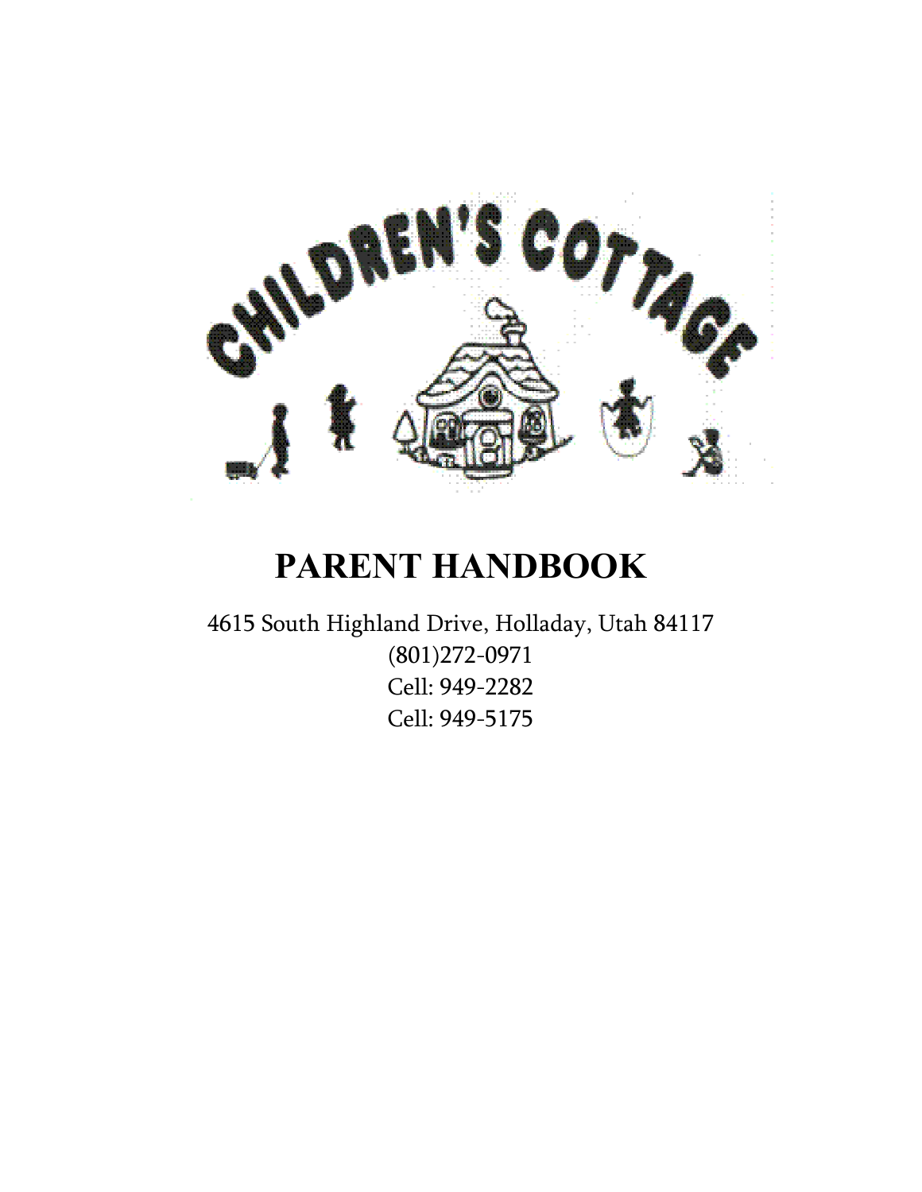CHILDREN'S COTTAGE

# PARENT HANDBOOK

4615 South Highland Drive, Holladay, Utah 84117
(801)272-0971
Cell: 949-2282
Cell: 949-5175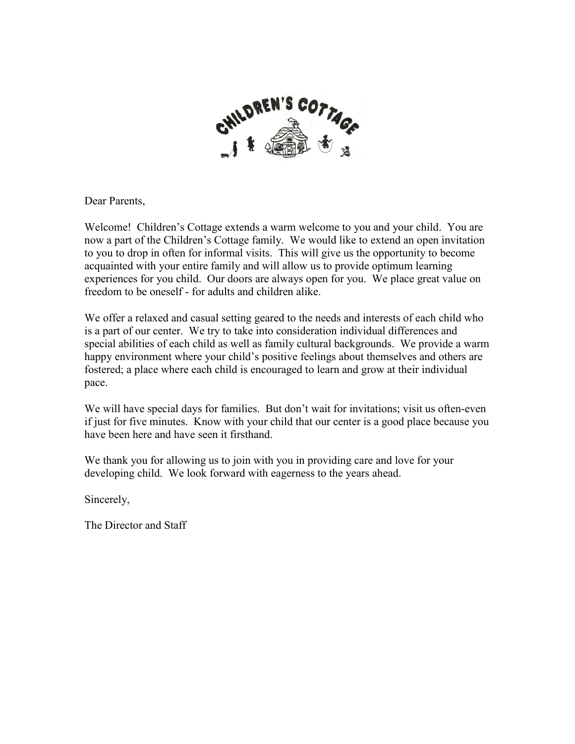Dear Parents,

Welcome! Children's Cottage extends a warm welcome to you and your child. You are now a part of the Children's Cottage family. We would like to extend an open invitation to you to drop in often for informal visits. This will give us the opportunity to become acquainted with your entire family and will allow us to provide optimum learning experiences for you child. Our doors are always open for you. We place great value on freedom to be oneself - for adults and children alike.

We offer a relaxed and casual setting geared to the needs and interests of each child who is a part of our center. We try to take into consideration individual differences and special abilities of each child as well as family cultural backgrounds. We provide a warm happy environment where your child's positive feelings about themselves and others are fostered; a place where each child is encouraged to learn and grow at their individual pace.

We will have special days for families. But don't wait for invitations; visit us often-even if just for five minutes. Know with your child that our center is a good place because you have been here and have seen it firsthand.

We thank you for allowing us to join with you in providing care and love for your developing child. We look forward with eagerness to the years ahead.

Sincerely,

The Director and Staff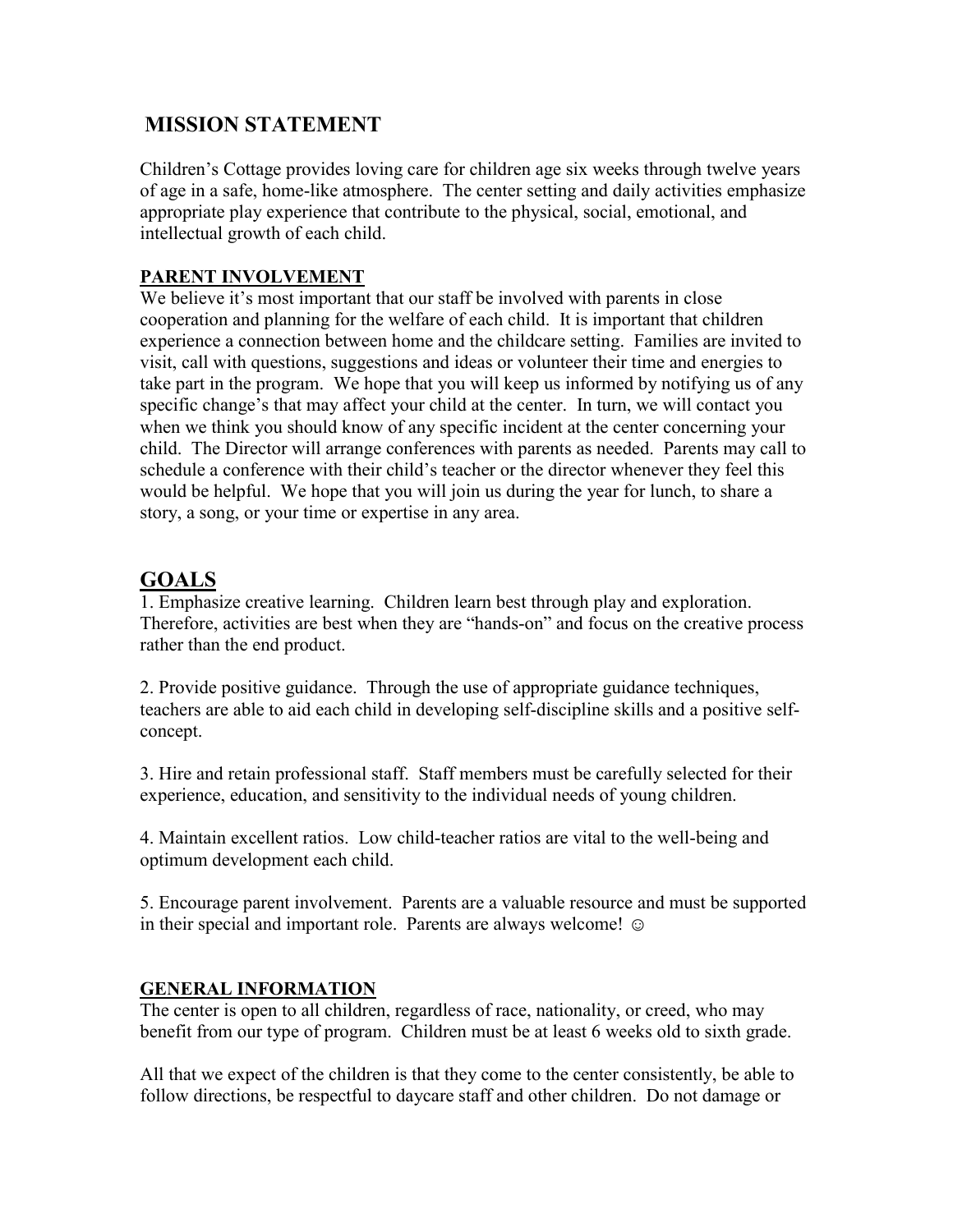## MISSION STATEMENT

Children's Cottage provides loving care for children age six weeks through twelve years of age in a safe, home-like atmosphere. The center setting and daily activities emphasize appropriate play experience that contribute to the physical, social, emotional, and intellectual growth of each child.

### PARENT INVOLVEMENT

We believe it's most important that our staff be involved with parents in close cooperation and planning for the welfare of each child. It is important that children experience a connection between home and the childcare setting. Families are invited to visit, call with questions, suggestions and ideas or volunteer their time and energies to take part in the program. We hope that you will keep us informed by notifying us of any specific change's that may affect your child at the center. In turn, we will contact you when we think you should know of any specific incident at the center concerning your child. The Director will arrange conferences with parents as needed. Parents may call to schedule a conference with their child's teacher or the director whenever they feel this would be helpful. We hope that you will join us during the year for lunch, to share a story, a song, or your time or expertise in any area.

## GOALS

1. Emphasize creative learning. Children learn best through play and exploration. Therefore, activities are best when they are "hands-on" and focus on the creative process rather than the end product.

2. Provide positive guidance. Through the use of appropriate guidance techniques, teachers are able to aid each child in developing self-discipline skills and a positive self-concept.

3. Hire and retain professional staff. Staff members must be carefully selected for their experience, education, and sensitivity to the individual needs of young children.

4. Maintain excellent ratios. Low child-teacher ratios are vital to the well-being and optimum development each child.

5. Encourage parent involvement. Parents are a valuable resource and must be supported in their special and important role. Parents are always welcome! ☺

### GENERAL INFORMATION

The center is open to all children, regardless of race, nationality, or creed, who may benefit from our type of program. Children must be at least 6 weeks old to sixth grade.

All that we expect of the children is that they come to the center consistently, be able to follow directions, be respectful to daycare staff and other children. Do not damage or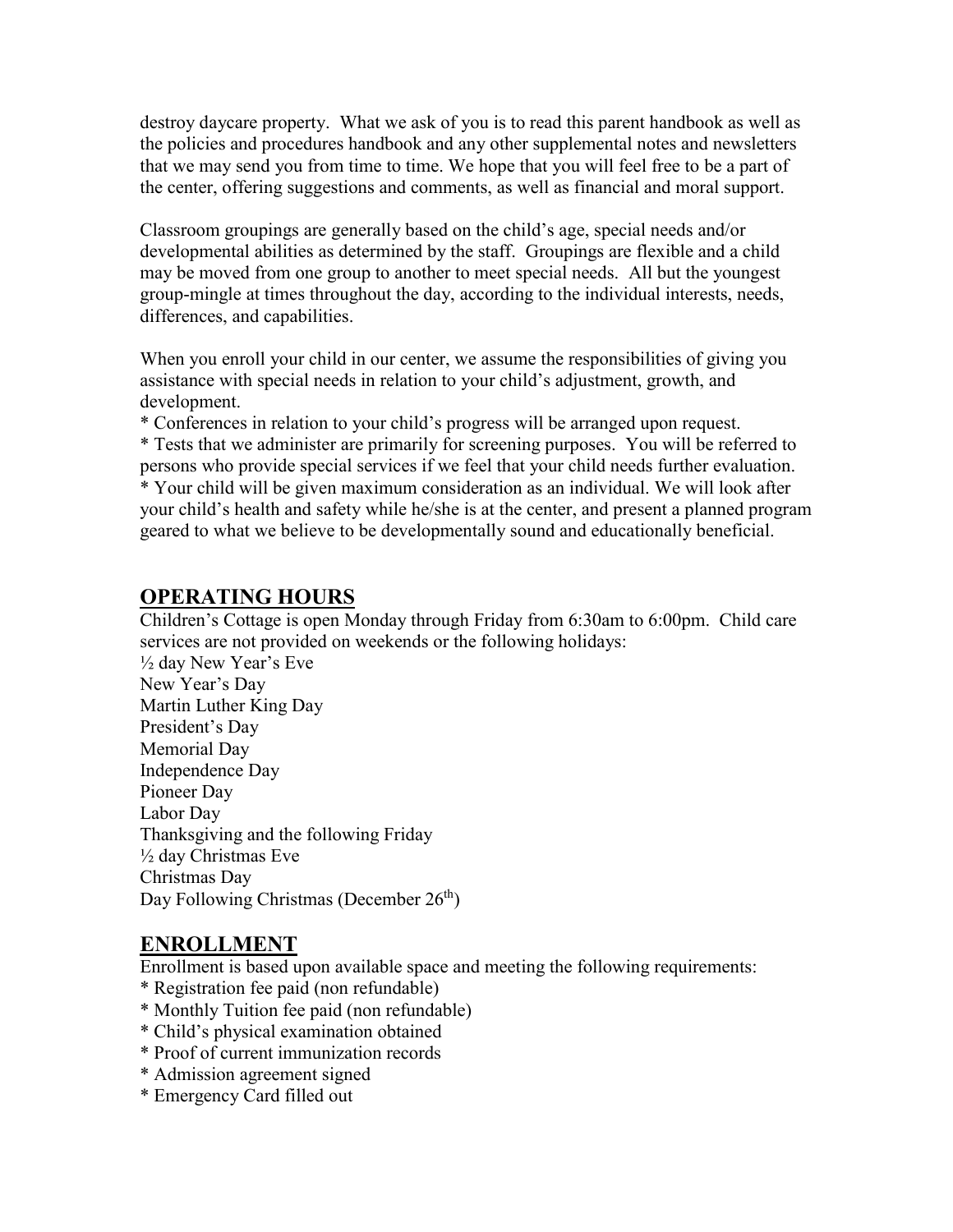destroy daycare property. What we ask of you is to read this parent handbook as well as the policies and procedures handbook and any other supplemental notes and newsletters that we may send you from time to time. We hope that you will feel free to be a part of the center, offering suggestions and comments, as well as financial and moral support.

Classroom groupings are generally based on the child's age, special needs and/or developmental abilities as determined by the staff. Groupings are flexible and a child may be moved from one group to another to meet special needs. All but the youngest group-mingle at times throughout the day, according to the individual interests, needs, differences, and capabilities.

When you enroll your child in our center, we assume the responsibilities of giving you assistance with special needs in relation to your child's adjustment, growth, and development.

* Conferences in relation to your child's progress will be arranged upon request.
* Tests that we administer are primarily for screening purposes. You will be referred to persons who provide special services if we feel that your child needs further evaluation.
* Your child will be given maximum consideration as an individual. We will look after your child's health and safety while he/she is at the center, and present a planned program geared to what we believe to be developmentally sound and educationally beneficial.

## OPERATING HOURS

Children's Cottage is open Monday through Friday from 6:30am to 6:00pm. Child care services are not provided on weekends or the following holidays:

½ day New Year's Eve
New Year's Day
Martin Luther King Day
President's Day
Memorial Day
Independence Day
Pioneer Day
Labor Day
Thanksgiving and the following Friday
½ day Christmas Eve
Christmas Day
Day Following Christmas (December 26th)

## ENROLLMENT

Enrollment is based upon available space and meeting the following requirements:

* Registration fee paid (non refundable)
* Monthly Tuition fee paid (non refundable)
* Child's physical examination obtained
* Proof of current immunization records
* Admission agreement signed
* Emergency Card filled out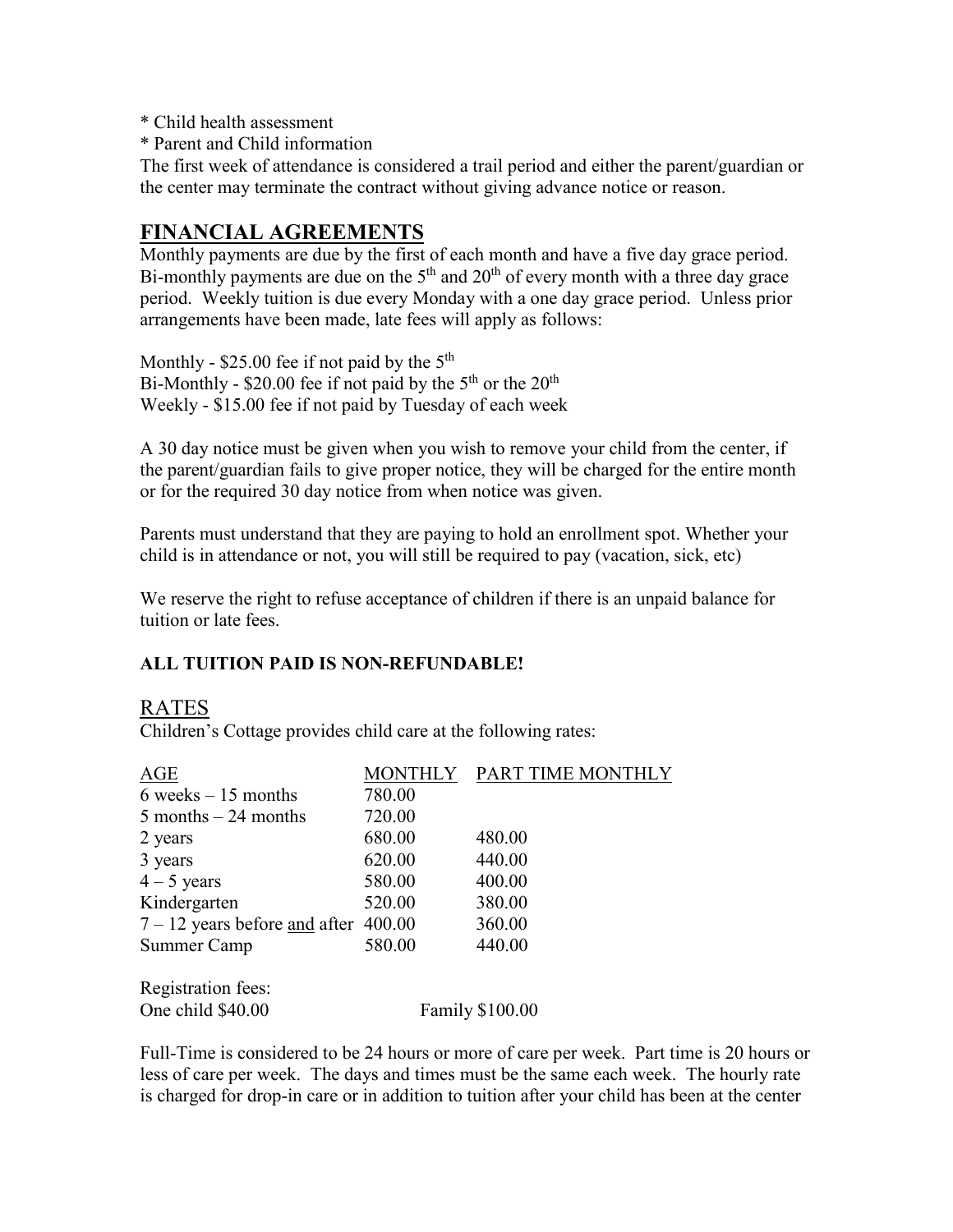* Child health assessment
* Parent and Child information

The first week of attendance is considered a trail period and either the parent/guardian or the center may terminate the contract without giving advance notice or reason.

## FINANCIAL AGREEMENTS

Monthly payments are due by the first of each month and have a five day grace period. Bi-monthly payments are due on the 5th and 20th of every month with a three day grace period. Weekly tuition is due every Monday with a one day grace period. Unless prior arrangements have been made, late fees will apply as follows:

Monthly - $25.00 fee if not paid by the 5th
Bi-Monthly - $20.00 fee if not paid by the 5th or the 20th
Weekly - $15.00 fee if not paid by Tuesday of each week

A 30 day notice must be given when you wish to remove your child from the center, if the parent/guardian fails to give proper notice, they will be charged for the entire month or for the required 30 day notice from when notice was given.

Parents must understand that they are paying to hold an enrollment spot. Whether your child is in attendance or not, you will still be required to pay (vacation, sick, etc)

We reserve the right to refuse acceptance of children if there is an unpaid balance for tuition or late fees.

**ALL TUITION PAID IS NON-REFUNDABLE!**

## RATES

Children's Cottage provides child care at the following rates:

| AGE | MONTHLY | PART TIME MONTHLY |
|---|---|---|
| 6 weeks – 15 months | 780.00 | |
| 5 months – 24 months | 720.00 | |
| 2 years | 680.00 | 480.00 |
| 3 years | 620.00 | 440.00 |
| 4 – 5 years | 580.00 | 400.00 |
| Kindergarten | 520.00 | 380.00 |
| 7 – 12 years before and after | 400.00 | 360.00 |
| Summer Camp | 580.00 | 440.00 |

Registration fees:
One child $40.00 Family $100.00

Full-Time is considered to be 24 hours or more of care per week. Part time is 20 hours or less of care per week. The days and times must be the same each week. The hourly rate is charged for drop-in care or in addition to tuition after your child has been at the center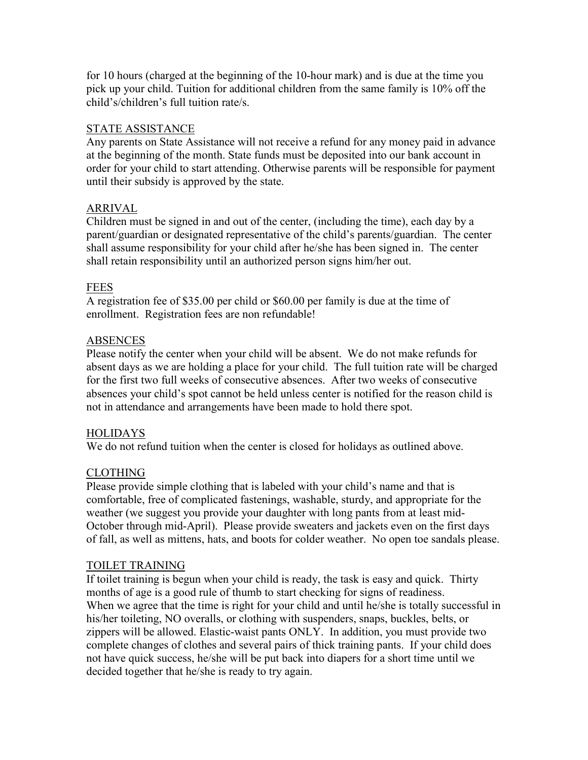for 10 hours (charged at the beginning of the 10-hour mark) and is due at the time you pick up your child. Tuition for additional children from the same family is 10% off the child's/children's full tuition rate/s.

## STATE ASSISTANCE

Any parents on State Assistance will not receive a refund for any money paid in advance at the beginning of the month. State funds must be deposited into our bank account in order for your child to start attending. Otherwise parents will be responsible for payment until their subsidy is approved by the state.

## ARRIVAL

Children must be signed in and out of the center, (including the time), each day by a parent/guardian or designated representative of the child's parents/guardian. The center shall assume responsibility for your child after he/she has been signed in. The center shall retain responsibility until an authorized person signs him/her out.

## FEES

A registration fee of $35.00 per child or $60.00 per family is due at the time of enrollment. Registration fees are non refundable!

## ABSENCES

Please notify the center when your child will be absent. We do not make refunds for absent days as we are holding a place for your child. The full tuition rate will be charged for the first two full weeks of consecutive absences. After two weeks of consecutive absences your child's spot cannot be held unless center is notified for the reason child is not in attendance and arrangements have been made to hold there spot.

## HOLIDAYS

We do not refund tuition when the center is closed for holidays as outlined above.

## CLOTHING

Please provide simple clothing that is labeled with your child's name and that is comfortable, free of complicated fastenings, washable, sturdy, and appropriate for the weather (we suggest you provide your daughter with long pants from at least mid-October through mid-April). Please provide sweaters and jackets even on the first days of fall, as well as mittens, hats, and boots for colder weather. No open toe sandals please.

## TOILET TRAINING

If toilet training is begun when your child is ready, the task is easy and quick. Thirty months of age is a good rule of thumb to start checking for signs of readiness.
When we agree that the time is right for your child and until he/she is totally successful in his/her toileting, NO overalls, or clothing with suspenders, snaps, buckles, belts, or zippers will be allowed. Elastic-waist pants ONLY. In addition, you must provide two complete changes of clothes and several pairs of thick training pants. If your child does not have quick success, he/she will be put back into diapers for a short time until we decided together that he/she is ready to try again.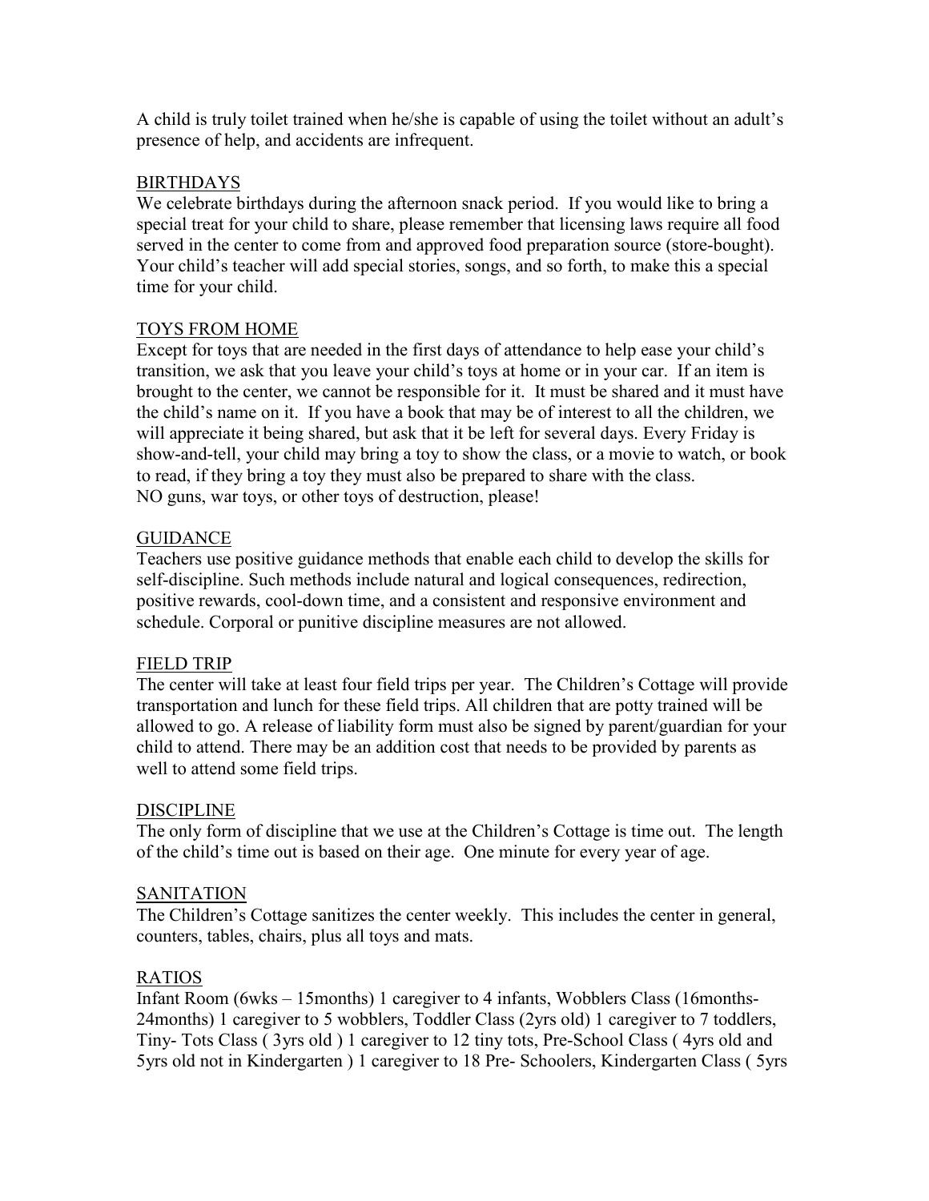A child is truly toilet trained when he/she is capable of using the toilet without an adult's presence of help, and accidents are infrequent.

## BIRTHDAYS

We celebrate birthdays during the afternoon snack period. If you would like to bring a special treat for your child to share, please remember that licensing laws require all food served in the center to come from and approved food preparation source (store-bought). Your child's teacher will add special stories, songs, and so forth, to make this a special time for your child.

## TOYS FROM HOME

Except for toys that are needed in the first days of attendance to help ease your child's transition, we ask that you leave your child's toys at home or in your car. If an item is brought to the center, we cannot be responsible for it. It must be shared and it must have the child's name on it. If you have a book that may be of interest to all the children, we will appreciate it being shared, but ask that it be left for several days. Every Friday is show-and-tell, your child may bring a toy to show the class, or a movie to watch, or book to read, if they bring a toy they must also be prepared to share with the class.
NO guns, war toys, or other toys of destruction, please!

## GUIDANCE

Teachers use positive guidance methods that enable each child to develop the skills for self-discipline. Such methods include natural and logical consequences, redirection, positive rewards, cool-down time, and a consistent and responsive environment and schedule. Corporal or punitive discipline measures are not allowed.

## FIELD TRIP

The center will take at least four field trips per year. The Children's Cottage will provide transportation and lunch for these field trips. All children that are potty trained will be allowed to go. A release of liability form must also be signed by parent/guardian for your child to attend. There may be an addition cost that needs to be provided by parents as well to attend some field trips.

## DISCIPLINE

The only form of discipline that we use at the Children's Cottage is time out. The length of the child's time out is based on their age. One minute for every year of age.

## SANITATION

The Children's Cottage sanitizes the center weekly. This includes the center in general, counters, tables, chairs, plus all toys and mats.

## RATIOS

Infant Room (6wks – 15months) 1 caregiver to 4 infants, Wobblers Class (16months-24months) 1 caregiver to 5 wobblers, Toddler Class (2yrs old) 1 caregiver to 7 toddlers, Tiny- Tots Class ( 3yrs old ) 1 caregiver to 12 tiny tots, Pre-School Class ( 4yrs old and 5yrs old not in Kindergarten ) 1 caregiver to 18 Pre- Schoolers, Kindergarten Class ( 5yrs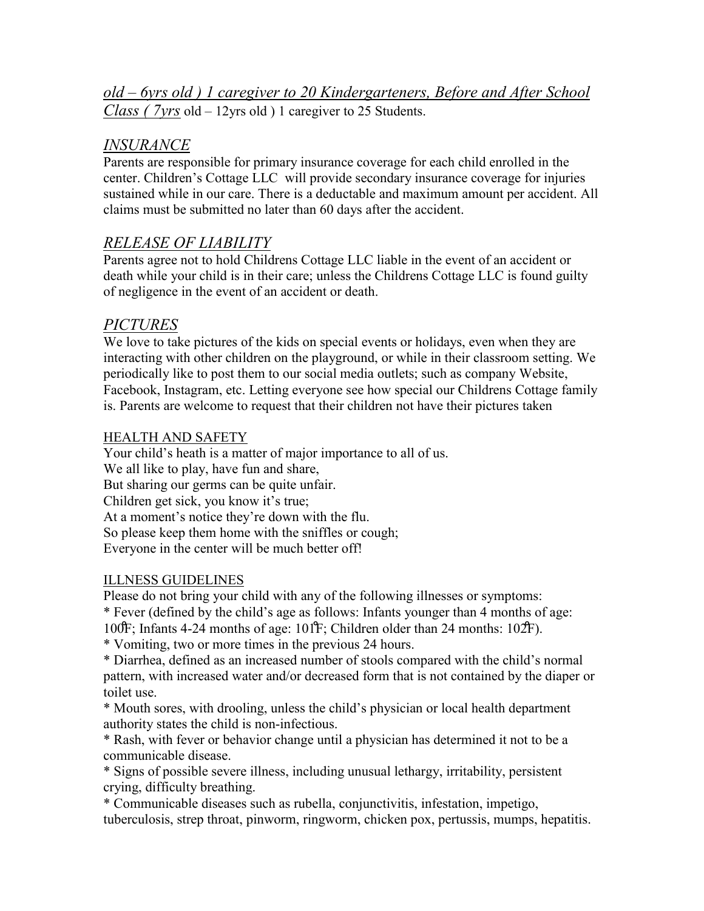*old – 6yrs old ) 1 caregiver to 20 Kindergarteners, Before and After School Class ( 7yrs* old – 12yrs old ) 1 caregiver to 25 Students.

## *INSURANCE*

Parents are responsible for primary insurance coverage for each child enrolled in the center. Children's Cottage LLC will provide secondary insurance coverage for injuries sustained while in our care. There is a deductable and maximum amount per accident. All claims must be submitted no later than 60 days after the accident.

## *RELEASE OF LIABILITY*

Parents agree not to hold Childrens Cottage LLC liable in the event of an accident or death while your child is in their care; unless the Childrens Cottage LLC is found guilty of negligence in the event of an accident or death.

## *PICTURES*

We love to take pictures of the kids on special events or holidays, even when they are interacting with other children on the playground, or while in their classroom setting. We periodically like to post them to our social media outlets; such as company Website, Facebook, Instagram, etc. Letting everyone see how special our Childrens Cottage family is. Parents are welcome to request that their children not have their pictures taken

### HEALTH AND SAFETY

Your child's heath is a matter of major importance to all of us.
We all like to play, have fun and share,
But sharing our germs can be quite unfair.
Children get sick, you know it's true;
At a moment's notice they're down with the flu.
So please keep them home with the sniffles or cough;
Everyone in the center will be much better off!

### ILLNESS GUIDELINES

Please do not bring your child with any of the following illnesses or symptoms:

* Fever (defined by the child's age as follows: Infants younger than 4 months of age: 100°F; Infants 4-24 months of age: 101°F; Children older than 24 months: 102°F).
* Vomiting, two or more times in the previous 24 hours.
* Diarrhea, defined as an increased number of stools compared with the child's normal pattern, with increased water and/or decreased form that is not contained by the diaper or toilet use.
* Mouth sores, with drooling, unless the child's physician or local health department authority states the child is non-infectious.
* Rash, with fever or behavior change until a physician has determined it not to be a communicable disease.
* Signs of possible severe illness, including unusual lethargy, irritability, persistent crying, difficulty breathing.
* Communicable diseases such as rubella, conjunctivitis, infestation, impetigo, tuberculosis, strep throat, pinworm, ringworm, chicken pox, pertussis, mumps, hepatitis.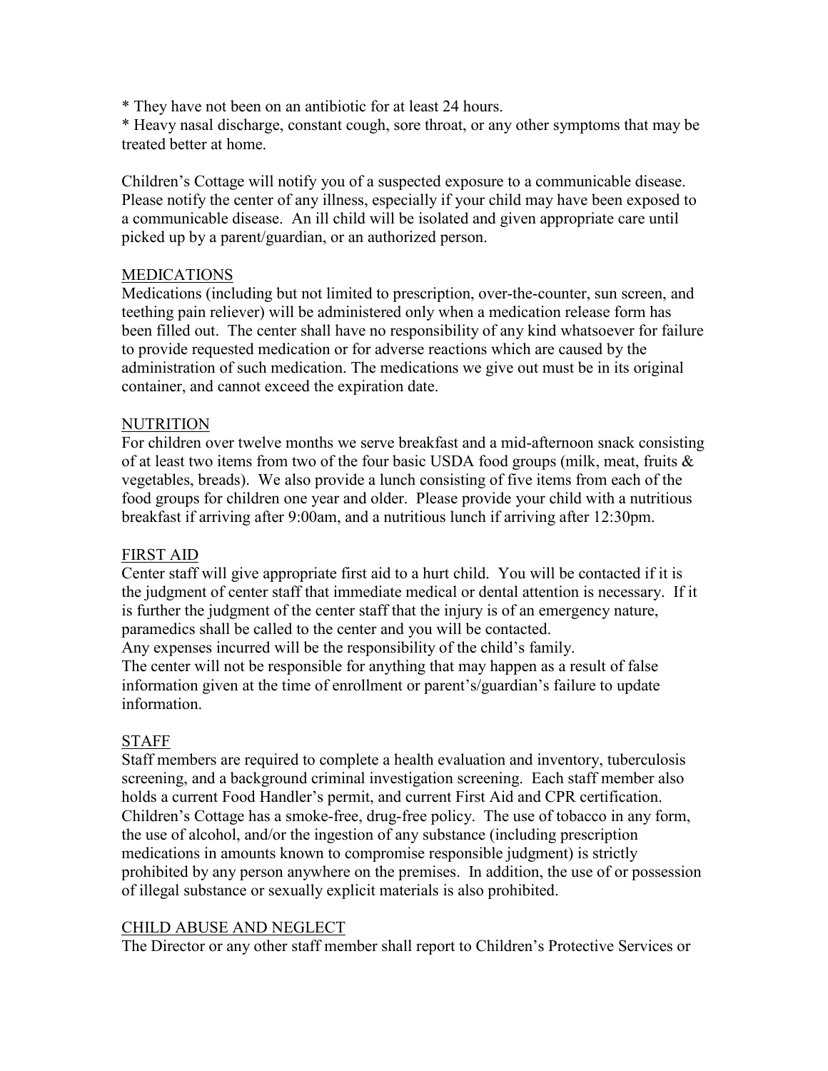* They have not been on an antibiotic for at least 24 hours.
* Heavy nasal discharge, constant cough, sore throat, or any other symptoms that may be treated better at home.

Children's Cottage will notify you of a suspected exposure to a communicable disease. Please notify the center of any illness, especially if your child may have been exposed to a communicable disease. An ill child will be isolated and given appropriate care until picked up by a parent/guardian, or an authorized person.

## MEDICATIONS

Medications (including but not limited to prescription, over-the-counter, sun screen, and teething pain reliever) will be administered only when a medication release form has been filled out. The center shall have no responsibility of any kind whatsoever for failure to provide requested medication or for adverse reactions which are caused by the administration of such medication. The medications we give out must be in its original container, and cannot exceed the expiration date.

## NUTRITION

For children over twelve months we serve breakfast and a mid-afternoon snack consisting of at least two items from two of the four basic USDA food groups (milk, meat, fruits & vegetables, breads). We also provide a lunch consisting of five items from each of the food groups for children one year and older. Please provide your child with a nutritious breakfast if arriving after 9:00am, and a nutritious lunch if arriving after 12:30pm.

## FIRST AID

Center staff will give appropriate first aid to a hurt child. You will be contacted if it is the judgment of center staff that immediate medical or dental attention is necessary. If it is further the judgment of the center staff that the injury is of an emergency nature, paramedics shall be called to the center and you will be contacted.
Any expenses incurred will be the responsibility of the child's family.
The center will not be responsible for anything that may happen as a result of false information given at the time of enrollment or parent's/guardian's failure to update information.

## STAFF

Staff members are required to complete a health evaluation and inventory, tuberculosis screening, and a background criminal investigation screening. Each staff member also holds a current Food Handler's permit, and current First Aid and CPR certification. Children's Cottage has a smoke-free, drug-free policy. The use of tobacco in any form, the use of alcohol, and/or the ingestion of any substance (including prescription medications in amounts known to compromise responsible judgment) is strictly prohibited by any person anywhere on the premises. In addition, the use of or possession of illegal substance or sexually explicit materials is also prohibited.

## CHILD ABUSE AND NEGLECT

The Director or any other staff member shall report to Children's Protective Services or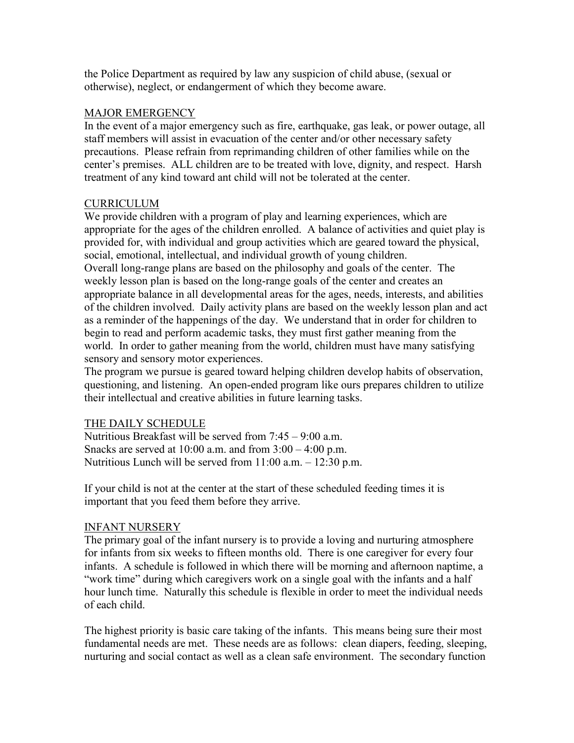the Police Department as required by law any suspicion of child abuse, (sexual or otherwise), neglect, or endangerment of which they become aware.

## MAJOR EMERGENCY

In the event of a major emergency such as fire, earthquake, gas leak, or power outage, all staff members will assist in evacuation of the center and/or other necessary safety precautions. Please refrain from reprimanding children of other families while on the center's premises. ALL children are to be treated with love, dignity, and respect. Harsh treatment of any kind toward ant child will not be tolerated at the center.

## CURRICULUM

We provide children with a program of play and learning experiences, which are appropriate for the ages of the children enrolled. A balance of activities and quiet play is provided for, with individual and group activities which are geared toward the physical, social, emotional, intellectual, and individual growth of young children.

Overall long-range plans are based on the philosophy and goals of the center. The weekly lesson plan is based on the long-range goals of the center and creates an appropriate balance in all developmental areas for the ages, needs, interests, and abilities of the children involved. Daily activity plans are based on the weekly lesson plan and act as a reminder of the happenings of the day. We understand that in order for children to begin to read and perform academic tasks, they must first gather meaning from the world. In order to gather meaning from the world, children must have many satisfying sensory and sensory motor experiences.

The program we pursue is geared toward helping children develop habits of observation, questioning, and listening. An open-ended program like ours prepares children to utilize their intellectual and creative abilities in future learning tasks.

## THE DAILY SCHEDULE

Nutritious Breakfast will be served from 7:45 – 9:00 a.m.
Snacks are served at 10:00 a.m. and from 3:00 – 4:00 p.m.
Nutritious Lunch will be served from 11:00 a.m. – 12:30 p.m.

If your child is not at the center at the start of these scheduled feeding times it is important that you feed them before they arrive.

## INFANT NURSERY

The primary goal of the infant nursery is to provide a loving and nurturing atmosphere for infants from six weeks to fifteen months old. There is one caregiver for every four infants. A schedule is followed in which there will be morning and afternoon naptime, a "work time" during which caregivers work on a single goal with the infants and a half hour lunch time. Naturally this schedule is flexible in order to meet the individual needs of each child.

The highest priority is basic care taking of the infants. This means being sure their most fundamental needs are met. These needs are as follows: clean diapers, feeding, sleeping, nurturing and social contact as well as a clean safe environment. The secondary function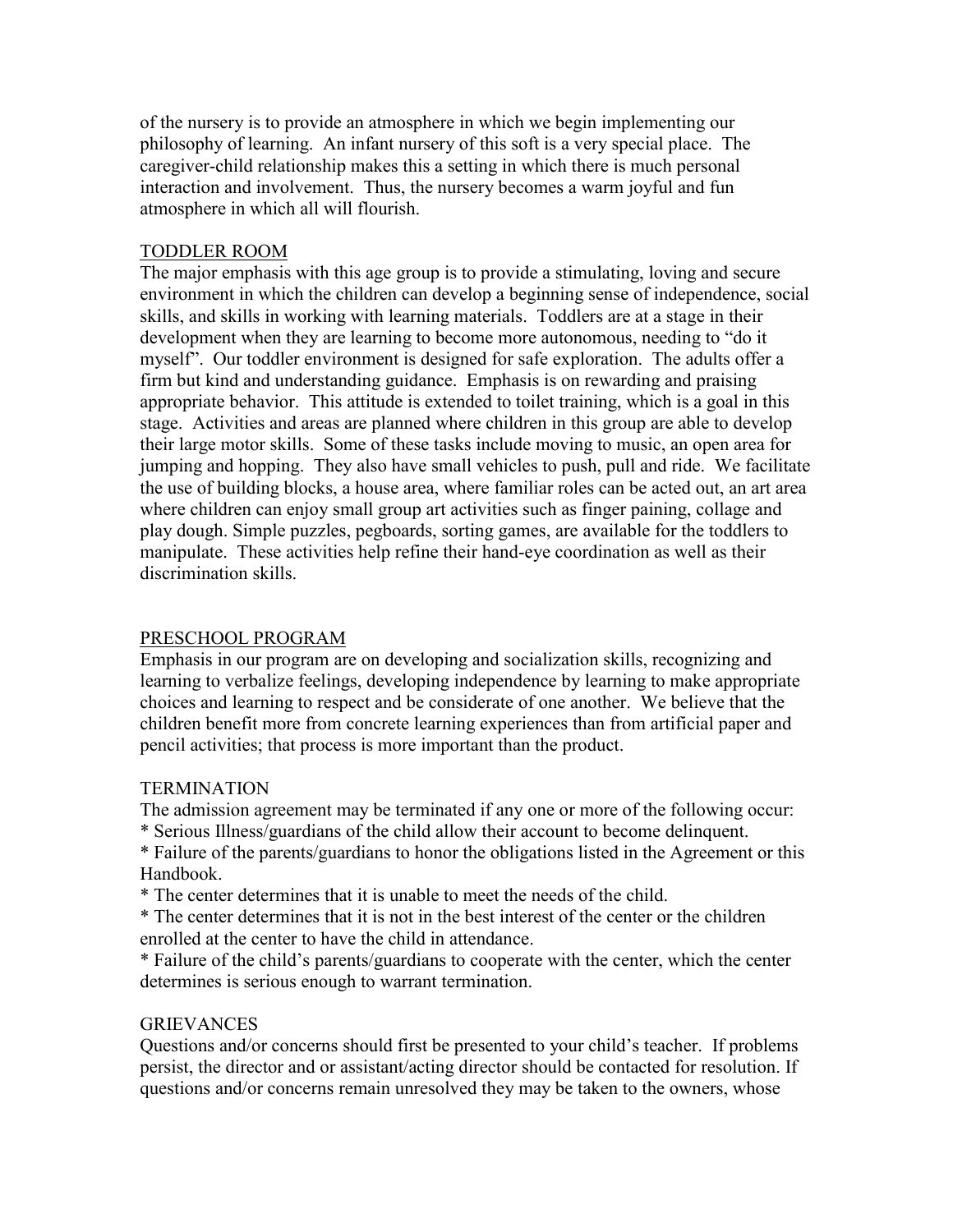of the nursery is to provide an atmosphere in which we begin implementing our philosophy of learning. An infant nursery of this soft is a very special place. The caregiver-child relationship makes this a setting in which there is much personal interaction and involvement. Thus, the nursery becomes a warm joyful and fun atmosphere in which all will flourish.

<u>TODDLER ROOM</u>

The major emphasis with this age group is to provide a stimulating, loving and secure environment in which the children can develop a beginning sense of independence, social skills, and skills in working with learning materials. Toddlers are at a stage in their development when they are learning to become more autonomous, needing to "do it myself". Our toddler environment is designed for safe exploration. The adults offer a firm but kind and understanding guidance. Emphasis is on rewarding and praising appropriate behavior. This attitude is extended to toilet training, which is a goal in this stage. Activities and areas are planned where children in this group are able to develop their large motor skills. Some of these tasks include moving to music, an open area for jumping and hopping. They also have small vehicles to push, pull and ride. We facilitate the use of building blocks, a house area, where familiar roles can be acted out, an art area where children can enjoy small group art activities such as finger paining, collage and play dough. Simple puzzles, pegboards, sorting games, are available for the toddlers to manipulate. These activities help refine their hand-eye coordination as well as their discrimination skills.

<u>PRESCHOOL PROGRAM</u>

Emphasis in our program are on developing and socialization skills, recognizing and learning to verbalize feelings, developing independence by learning to make appropriate choices and learning to respect and be considerate of one another. We believe that the children benefit more from concrete learning experiences than from artificial paper and pencil activities; that process is more important than the product.

TERMINATION

The admission agreement may be terminated if any one or more of the following occur:

* Serious Illness/guardians of the child allow their account to become delinquent.
* Failure of the parents/guardians to honor the obligations listed in the Agreement or this Handbook.
* The center determines that it is unable to meet the needs of the child.
* The center determines that it is not in the best interest of the center or the children enrolled at the center to have the child in attendance.
* Failure of the child's parents/guardians to cooperate with the center, which the center determines is serious enough to warrant termination.

GRIEVANCES

Questions and/or concerns should first be presented to your child's teacher. If problems persist, the director and or assistant/acting director should be contacted for resolution. If questions and/or concerns remain unresolved they may be taken to the owners, whose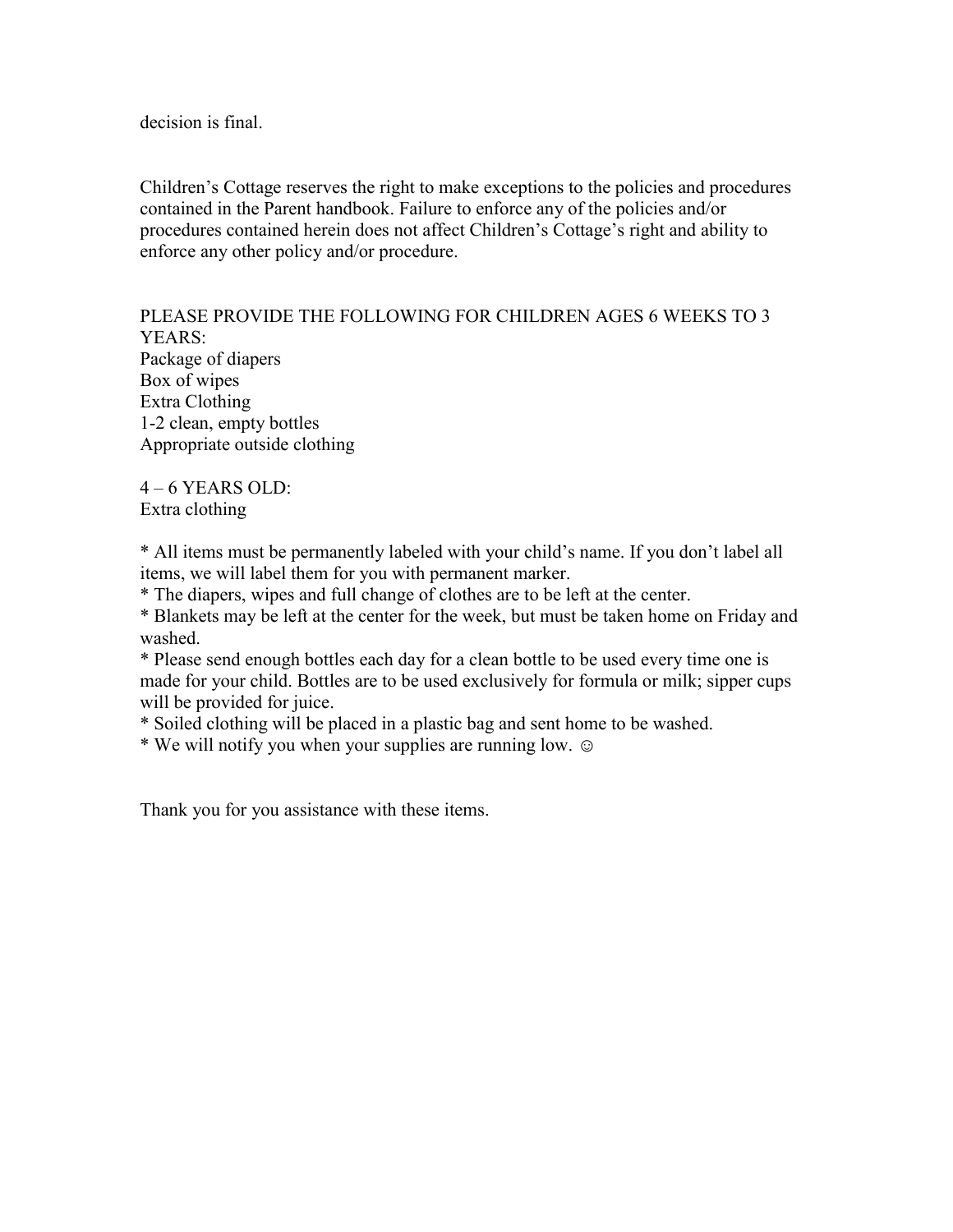decision is final.

Children's Cottage reserves the right to make exceptions to the policies and procedures contained in the Parent handbook. Failure to enforce any of the policies and/or procedures contained herein does not affect Children's Cottage's right and ability to enforce any other policy and/or procedure.

PLEASE PROVIDE THE FOLLOWING FOR CHILDREN AGES 6 WEEKS TO 3 YEARS:
Package of diapers
Box of wipes
Extra Clothing
1-2 clean, empty bottles
Appropriate outside clothing

4 – 6 YEARS OLD:
Extra clothing

* All items must be permanently labeled with your child's name. If you don't label all items, we will label them for you with permanent marker.
* The diapers, wipes and full change of clothes are to be left at the center.
* Blankets may be left at the center for the week, but must be taken home on Friday and washed.
* Please send enough bottles each day for a clean bottle to be used every time one is made for your child. Bottles are to be used exclusively for formula or milk; sipper cups will be provided for juice.
* Soiled clothing will be placed in a plastic bag and sent home to be washed.
* We will notify you when your supplies are running low. ☺

Thank you for you assistance with these items.